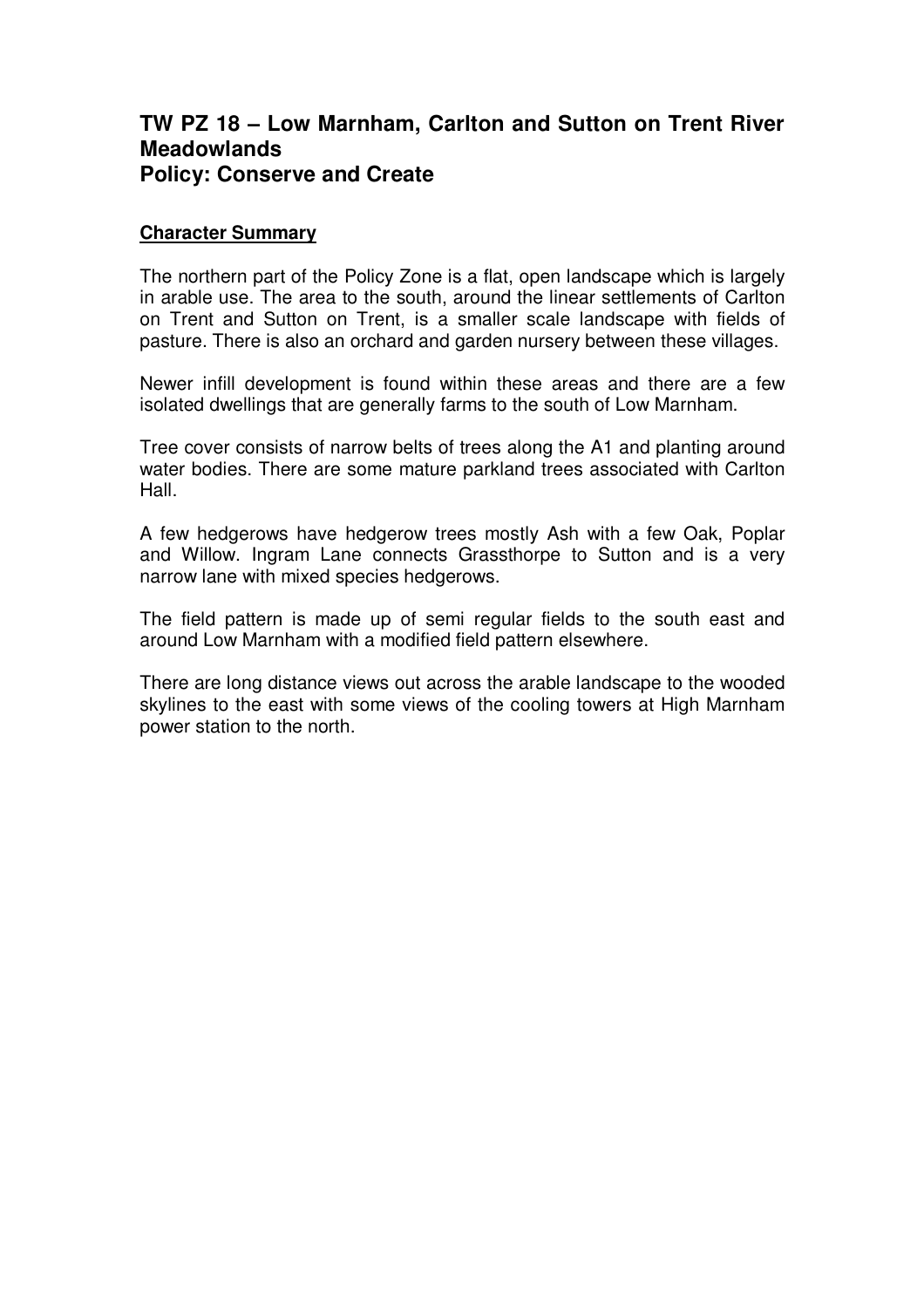## TW PZ 18 – Low Marnham, Carlton and Sutton on Trent River Meadowlands
## Policy: Conserve and Create

**Character Summary**

The northern part of the Policy Zone is a flat, open landscape which is largely in arable use. The area to the south, around the linear settlements of Carlton on Trent and Sutton on Trent, is a smaller scale landscape with fields of pasture. There is also an orchard and garden nursery between these villages.

Newer infill development is found within these areas and there are a few isolated dwellings that are generally farms to the south of Low Marnham.

Tree cover consists of narrow belts of trees along the A1 and planting around water bodies. There are some mature parkland trees associated with Carlton Hall.

A few hedgerows have hedgerow trees mostly Ash with a few Oak, Poplar and Willow. Ingram Lane connects Grassthorpe to Sutton and is a very narrow lane with mixed species hedgerows.

The field pattern is made up of semi regular fields to the south east and around Low Marnham with a modified field pattern elsewhere.

There are long distance views out across the arable landscape to the wooded skylines to the east with some views of the cooling towers at High Marnham power station to the north.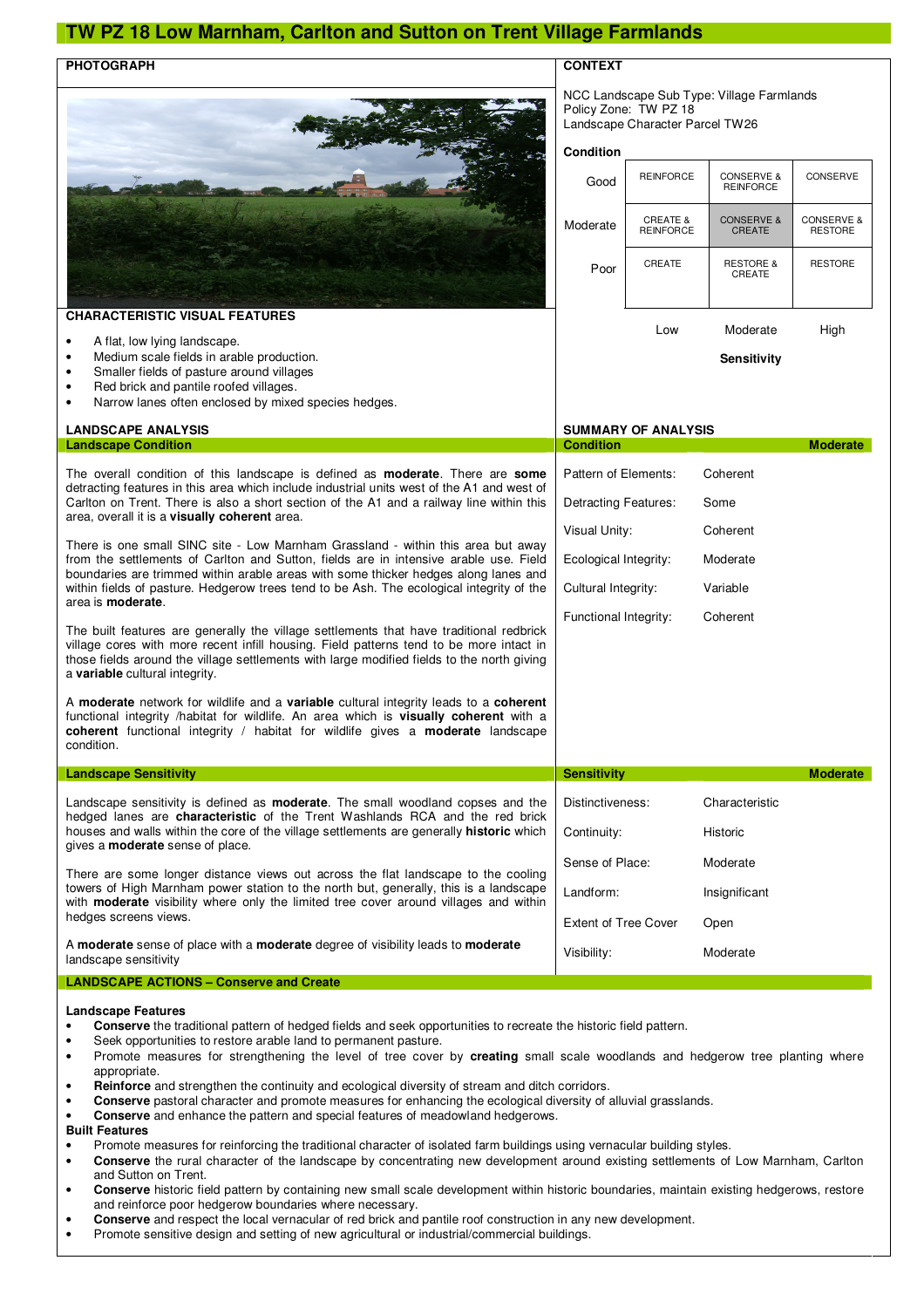# TW PZ 18 Low Marnham, Carlton and Sutton on Trent Village Farmlands

## PHOTOGRAPH

## CONTEXT

NCC Landscape Sub Type: Village Farmlands
Policy Zone: TW PZ 18
Landscape Character Parcel TW26

**Condition**

| | | | |
|---|---|---|---|
| Good | REINFORCE | CONSERVE & REINFORCE | CONSERVE |
| Moderate | CREATE & REINFORCE | CONSERVE & CREATE | CONSERVE & RESTORE |
| Poor | CREATE | RESTORE & CREATE | RESTORE |
| | Low | Moderate | High |

**Sensitivity**

## CHARACTERISTIC VISUAL FEATURES

- A flat, low lying landscape.
- Medium scale fields in arable production.
- Smaller fields of pasture around villages
- Red brick and pantile roofed villages.
- Narrow lanes often enclosed by mixed species hedges.

## LANDSCAPE ANALYSIS

### Landscape Condition

The overall condition of this landscape is defined as **moderate**. There are **some** detracting features in this area which include industrial units west of the A1 and west of Carlton on Trent. There is also a short section of the A1 and a railway line within this area, overall it is a **visually coherent** area.

There is one small SINC site - Low Marnham Grassland - within this area but away from the settlements of Carlton and Sutton, fields are in intensive arable use. Field boundaries are trimmed within arable areas with some thicker hedges along lanes and within fields of pasture. Hedgerow trees tend to be Ash. The ecological integrity of the area is **moderate**.

The built features are generally the village settlements that have traditional redbrick village cores with more recent infill housing. Field patterns tend to be more intact in those fields around the village settlements with large modified fields to the north giving a **variable** cultural integrity.

A **moderate** network for wildlife and a **variable** cultural integrity leads to a **coherent** functional integrity /habitat for wildlife. An area which is **visually coherent** with a **coherent** functional integrity / habitat for wildlife gives a **moderate** landscape condition.

## SUMMARY OF ANALYSIS

| Condition | Moderate |
|---|---|
| Pattern of Elements: | Coherent |
| Detracting Features: | Some |
| Visual Unity: | Coherent |
| Ecological Integrity: | Moderate |
| Cultural Integrity: | Variable |
| Functional Integrity: | Coherent |

### Landscape Sensitivity

Landscape sensitivity is defined as **moderate**. The small woodland copses and the hedged lanes are **characteristic** of the Trent Washlands RCA and the red brick houses and walls within the core of the village settlements are generally **historic** which gives a **moderate** sense of place.

There are some longer distance views out across the flat landscape to the cooling towers of High Marnham power station to the north but, generally, this is a landscape with **moderate** visibility where only the limited tree cover around villages and within hedges screens views.

A **moderate** sense of place with a **moderate** degree of visibility leads to **moderate** landscape sensitivity

| Sensitivity | Moderate |
|---|---|
| Distinctiveness: | Characteristic |
| Continuity: | Historic |
| Sense of Place: | Moderate |
| Landform: | Insignificant |
| Extent of Tree Cover | Open |
| Visibility: | Moderate |

## LANDSCAPE ACTIONS – Conserve and Create

**Landscape Features**

- **Conserve** the traditional pattern of hedged fields and seek opportunities to recreate the historic field pattern.
- Seek opportunities to restore arable land to permanent pasture.
- Promote measures for strengthening the level of tree cover by **creating** small scale woodlands and hedgerow tree planting where appropriate.
- **Reinforce** and strengthen the continuity and ecological diversity of stream and ditch corridors.
- **Conserve** pastoral character and promote measures for enhancing the ecological diversity of alluvial grasslands.
- **Conserve** and enhance the pattern and special features of meadowland hedgerows.

**Built Features**

- Promote measures for reinforcing the traditional character of isolated farm buildings using vernacular building styles.
- **Conserve** the rural character of the landscape by concentrating new development around existing settlements of Low Marnham, Carlton and Sutton on Trent.
- **Conserve** historic field pattern by containing new small scale development within historic boundaries, maintain existing hedgerows, restore and reinforce poor hedgerow boundaries where necessary.
- **Conserve** and respect the local vernacular of red brick and pantile roof construction in any new development.
- Promote sensitive design and setting of new agricultural or industrial/commercial buildings.